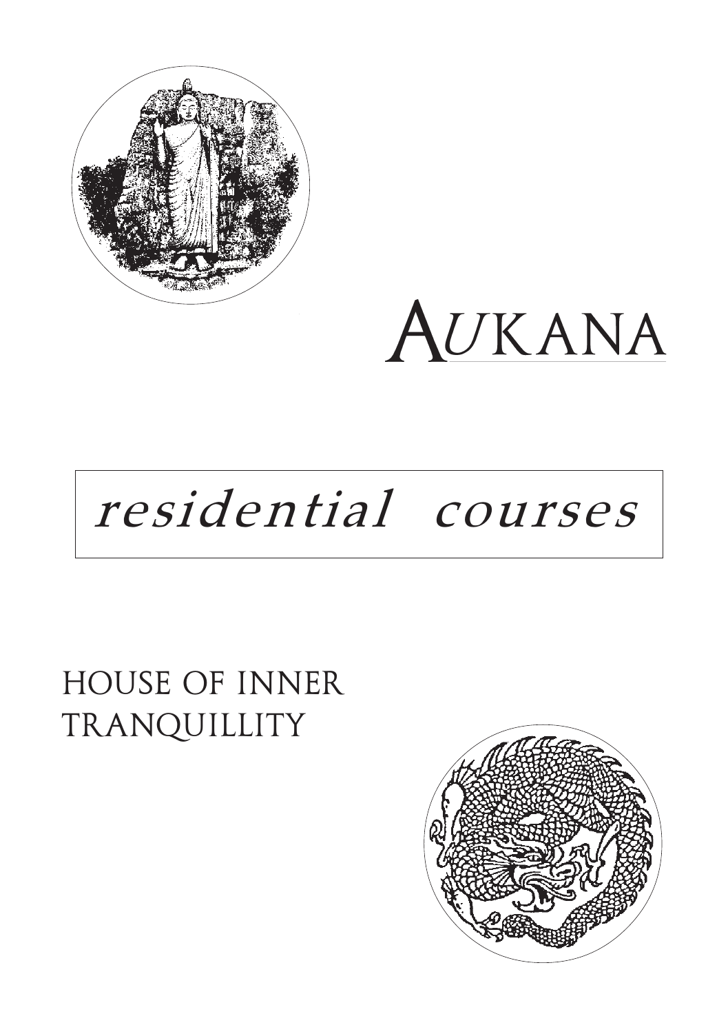# AUKANA

## *residential courses*

HOUSE OF INNER TRANQUILLITY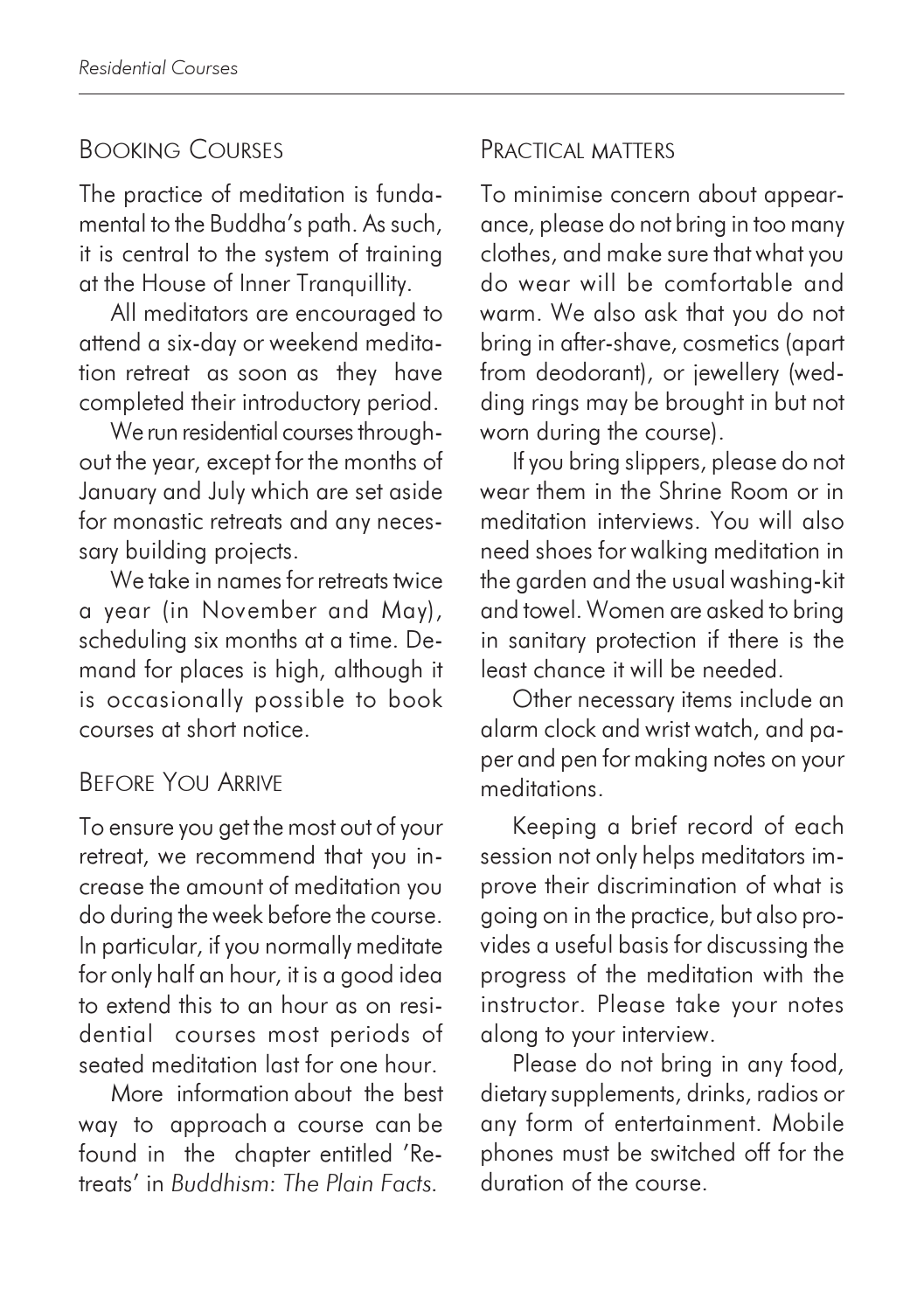## Booking Courses

The practice of meditation is fundamental to the Buddha's path. As such, it is central to the system of training at the House of Inner Tranquillity.

All meditators are encouraged to attend a six-day or weekend meditation retreat as soon as they have completed their introductory period.

We run residential courses throughout the year, except for the months of January and July which are set aside for monastic retreats and any necessary building projects.

We take in names for retreats twice a year (in November and May), scheduling six months at a time. Demand for places is high, although it is occasionally possible to book courses at short notice.

## Before You Arrive

To ensure you get the most out of your retreat, we recommend that you increase the amount of meditation you do during the week before the course. In particular, if you normally meditate for only half an hour, it is a good idea to extend this to an hour as on residential courses most periods of seated meditation last for one hour.

More information about the best way to approach a course can be found in the chapter entitled 'Retreats' in *Buddhism: The Plain Facts*.

## Practical matters

To minimise concern about appearance, please do not bring in too many clothes, and make sure that what you do wear will be comfortable and warm. We also ask that you do not bring in after-shave, cosmetics (apart from deodorant), or jewellery (wedding rings may be brought in but not worn during the course).

If you bring slippers, please do not wear them in the Shrine Room or in meditation interviews. You will also need shoes for walking meditation in the garden and the usual washing-kit and towel. Women are asked to bring in sanitary protection if there is the least chance it will be needed.

Other necessary items include an alarm clock and wrist watch, and paper and pen for making notes on your meditations.

Keeping a brief record of each session not only helps meditators improve their discrimination of what is going on in the practice, but also provides a useful basis for discussing the progress of the meditation with the instructor. Please take your notes along to your interview.

Please do not bring in any food, dietary supplements, drinks, radios or any form of entertainment. Mobile phones must be switched off for the duration of the course.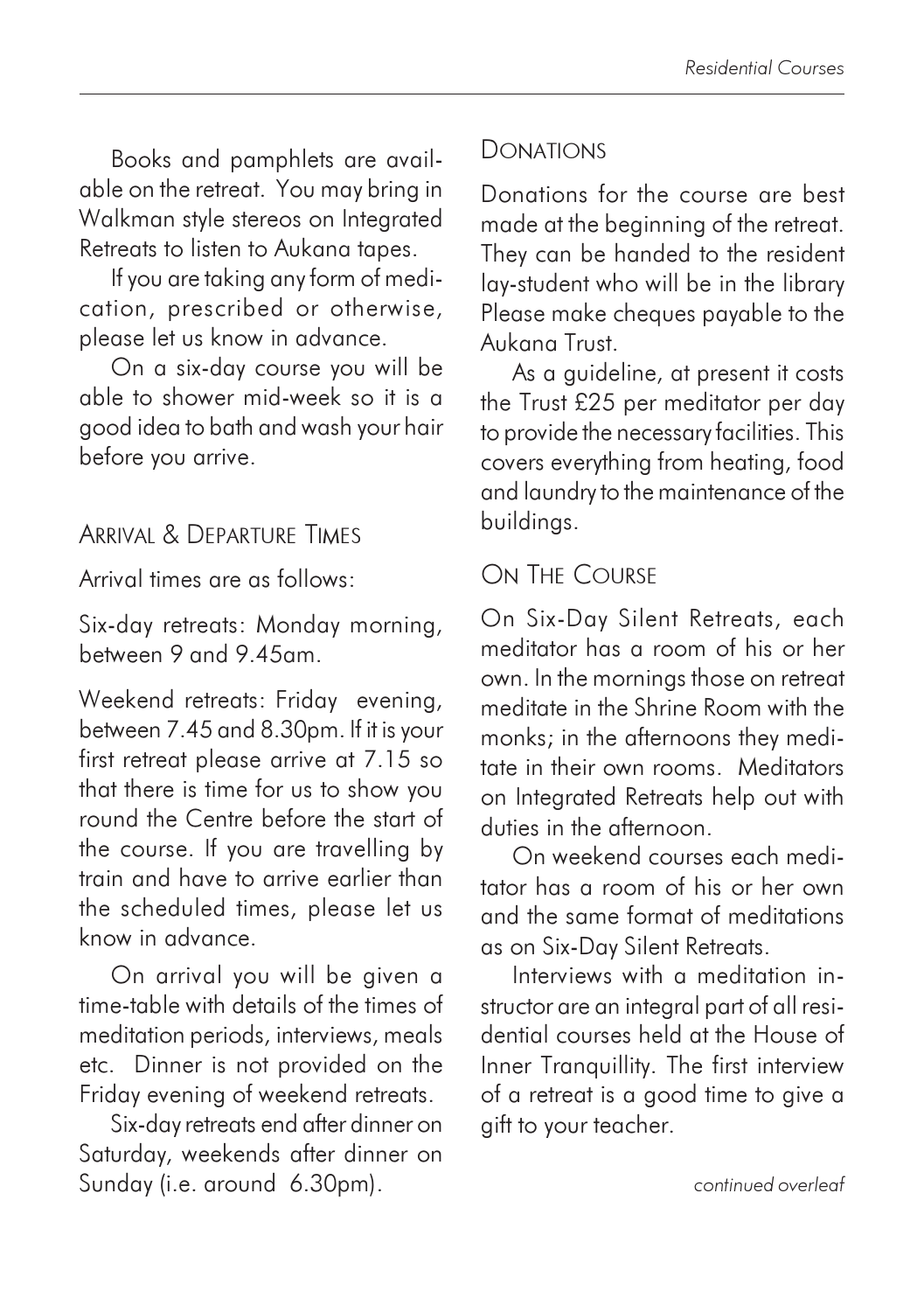Books and pamphlets are available on the retreat. You may bring in Walkman style stereos on Integrated Retreats to listen to Aukana tapes.

If you are taking any form of medication, prescribed or otherwise, please let us know in advance.

On a six-day course you will be able to shower mid-week so it is a good idea to bath and wash your hair before you arrive.

## Arrival & Departure Times

Arrival times are as follows:

Six-day retreats: Monday morning, between 9 and 9.45am.

Weekend retreats: Friday evening, between 7.45 and 8.30pm. If it is your first retreat please arrive at 7.15 so that there is time for us to show you round the Centre before the start of the course. If you are travelling by train and have to arrive earlier than the scheduled times, please let us know in advance.

On arrival you will be given a time-table with details of the times of meditation periods, interviews, meals etc. Dinner is not provided on the Friday evening of weekend retreats.

Six-day retreats end after dinner on Saturday, weekends after dinner on Sunday (i.e. around 6.30pm).

## Donations

Donations for the course are best made at the beginning of the retreat. They can be handed to the resident lay-student who will be in the library Please make cheques payable to the Aukana Trust.

As a guideline, at present it costs the Trust £25 per meditator per day to provide the necessary facilities. This covers everything from heating, food and laundry to the maintenance of the buildings.

## On The Course

On Six-Day Silent Retreats, each meditator has a room of his or her own. In the mornings those on retreat meditate in the Shrine Room with the monks; in the afternoons they meditate in their own rooms. Meditators on Integrated Retreats help out with duties in the afternoon.

On weekend courses each meditator has a room of his or her own and the same format of meditations as on Six-Day Silent Retreats.

Interviews with a meditation instructor are an integral part of all residential courses held at the House of Inner Tranquillity. The first interview of a retreat is a good time to give a gift to your teacher.

*continued overleaf*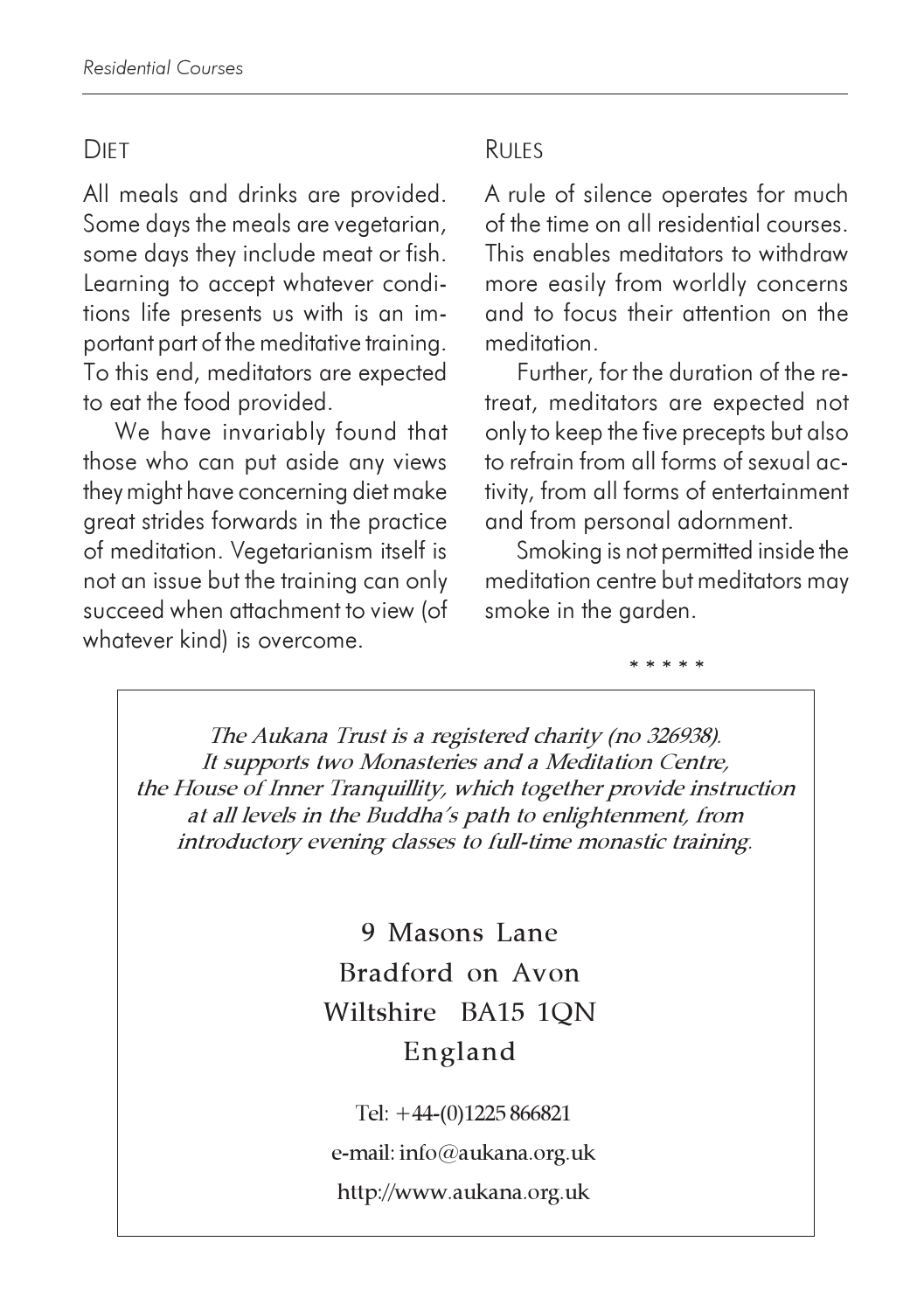## Diet

All meals and drinks are provided. Some days the meals are vegetarian, some days they include meat or fish. Learning to accept whatever conditions life presents us with is an important part of the meditative training. To this end, meditators are expected to eat the food provided.

We have invariably found that those who can put aside any views they might have concerning diet make great strides forwards in the practice of meditation. Vegetarianism itself is not an issue but the training can only succeed when attachment to view (of whatever kind) is overcome.

## Rules

A rule of silence operates for much of the time on all residential courses. This enables meditators to withdraw more easily from worldly concerns and to focus their attention on the meditation.

Further, for the duration of the retreat, meditators are expected not only to keep the five precepts but also to refrain from all forms of sexual activity, from all forms of entertainment and from personal adornment.

Smoking is not permitted inside the meditation centre but meditators may smoke in the garden.

* * * * *

*The Aukana Trust is a registered charity (no 326938). It supports two Monasteries and a Meditation Centre, the House of Inner Tranquillity, which together provide instruction at all levels in the Buddha's path to enlightenment, from introductory evening classes to full-time monastic training.*

9 Masons Lane
Bradford on Avon
Wiltshire BA15 1QN
England

Tel: +44-(0)1225 866821
e-mail: info@aukana.org.uk
http://www.aukana.org.uk